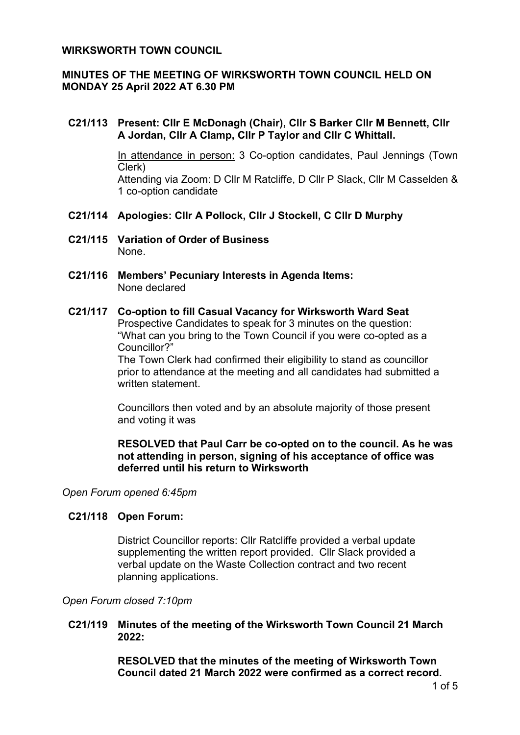**WIRKSWORTH TOWN COUNCIL**

**MINUTES OF THE MEETING OF WIRKSWORTH TOWN COUNCIL HELD ON MONDAY 25 April 2022 AT 6.30 PM**

**C21/113 Present: Cllr E McDonagh (Chair), Cllr S Barker Cllr M Bennett, Cllr A Jordan, Cllr A Clamp, Cllr P Taylor and Cllr C Whittall.**

In attendance in person: 3 Co-option candidates, Paul Jennings (Town Clerk)
Attending via Zoom: D Cllr M Ratcliffe, D Cllr P Slack, Cllr M Casselden & 1 co-option candidate

**C21/114 Apologies: Cllr A Pollock, Cllr J Stockell, C Cllr D Murphy**

**C21/115 Variation of Order of Business**
None.

**C21/116 Members' Pecuniary Interests in Agenda Items:**
None declared

**C21/117 Co-option to fill Casual Vacancy for Wirksworth Ward Seat**
Prospective Candidates to speak for 3 minutes on the question: "What can you bring to the Town Council if you were co-opted as a Councillor?"
The Town Clerk had confirmed their eligibility to stand as councillor prior to attendance at the meeting and all candidates had submitted a written statement.

Councillors then voted and by an absolute majority of those present and voting it was

**RESOLVED that Paul Carr be co-opted on to the council. As he was not attending in person, signing of his acceptance of office was deferred until his return to Wirksworth**

*Open Forum opened 6:45pm*

**C21/118 Open Forum:**

District Councillor reports: Cllr Ratcliffe provided a verbal update supplementing the written report provided. Cllr Slack provided a verbal update on the Waste Collection contract and two recent planning applications.

*Open Forum closed 7:10pm*

**C21/119 Minutes of the meeting of the Wirksworth Town Council 21 March 2022:**

**RESOLVED that the minutes of the meeting of Wirksworth Town Council dated 21 March 2022 were confirmed as a correct record.**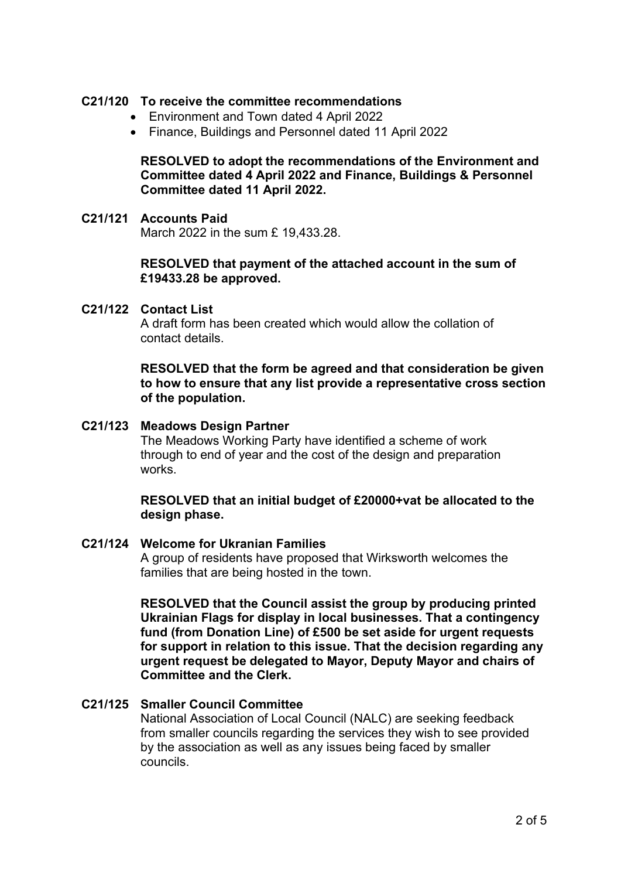**C21/120 To receive the committee recommendations**

- Environment and Town dated 4 April 2022
- Finance, Buildings and Personnel dated 11 April 2022

**RESOLVED to adopt the recommendations of the Environment and Committee dated 4 April 2022 and Finance, Buildings & Personnel Committee dated 11 April 2022.**

**C21/121 Accounts Paid**

March 2022 in the sum £ 19,433.28.

**RESOLVED that payment of the attached account in the sum of £19433.28 be approved.**

**C21/122 Contact List**

A draft form has been created which would allow the collation of contact details.

**RESOLVED that the form be agreed and that consideration be given to how to ensure that any list provide a representative cross section of the population.**

**C21/123 Meadows Design Partner**

The Meadows Working Party have identified a scheme of work through to end of year and the cost of the design and preparation works.

**RESOLVED that an initial budget of £20000+vat be allocated to the design phase.**

**C21/124 Welcome for Ukranian Families**

A group of residents have proposed that Wirksworth welcomes the families that are being hosted in the town.

**RESOLVED that the Council assist the group by producing printed Ukrainian Flags for display in local businesses. That a contingency fund (from Donation Line) of £500 be set aside for urgent requests for support in relation to this issue. That the decision regarding any urgent request be delegated to Mayor, Deputy Mayor and chairs of Committee and the Clerk.**

**C21/125 Smaller Council Committee**

National Association of Local Council (NALC) are seeking feedback from smaller councils regarding the services they wish to see provided by the association as well as any issues being faced by smaller councils.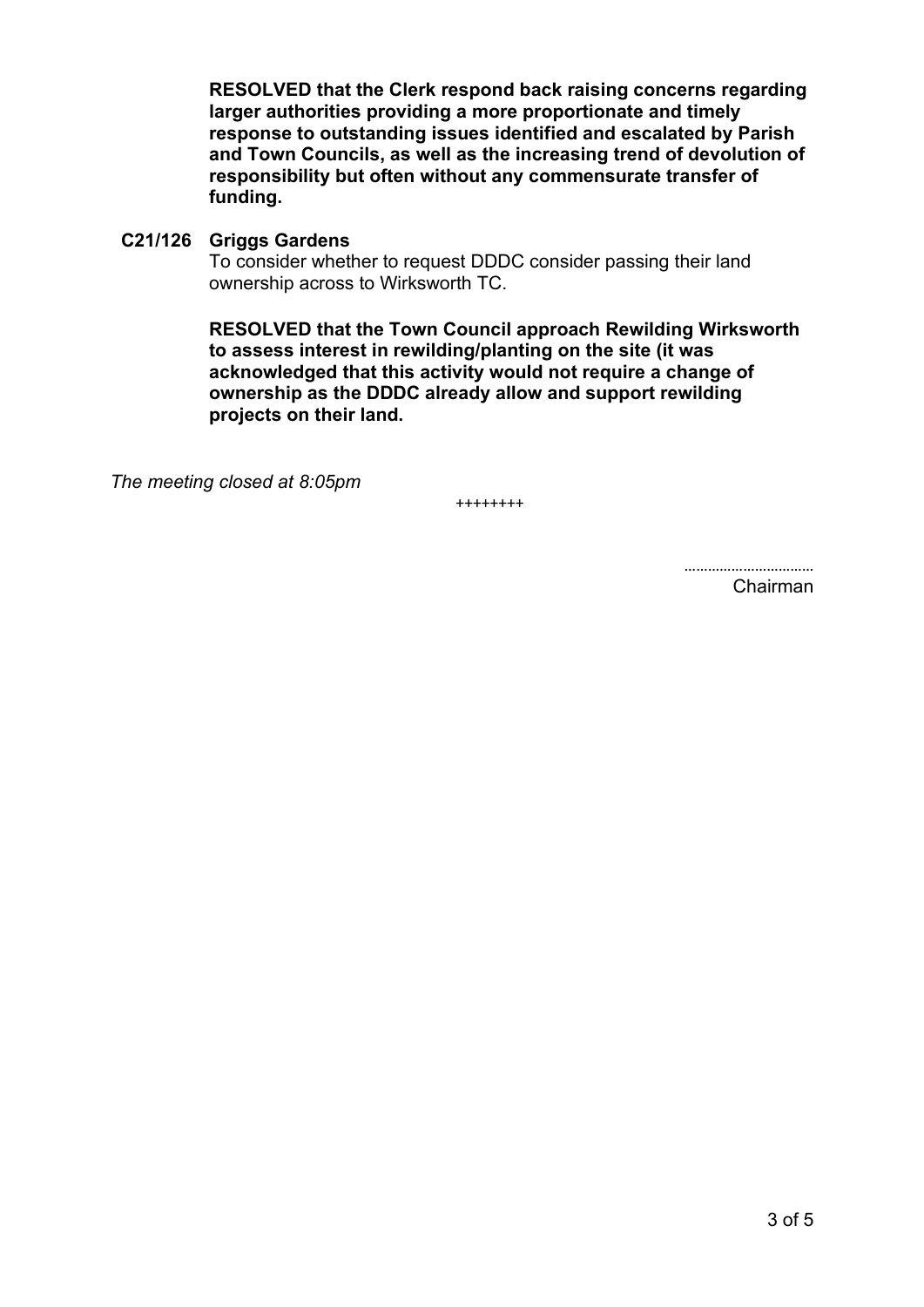**RESOLVED that the Clerk respond back raising concerns regarding larger authorities providing a more proportionate and timely response to outstanding issues identified and escalated by Parish and Town Councils, as well as the increasing trend of devolution of responsibility but often without any commensurate transfer of funding.**

**C21/126 Griggs Gardens**

To consider whether to request DDDC consider passing their land ownership across to Wirksworth TC.

**RESOLVED that the Town Council approach Rewilding Wirksworth to assess interest in rewilding/planting on the site (it was acknowledged that this activity would not require a change of ownership as the DDDC already allow and support rewilding projects on their land.**

*The meeting closed at 8:05pm*

++++++++

……………………………
Chairman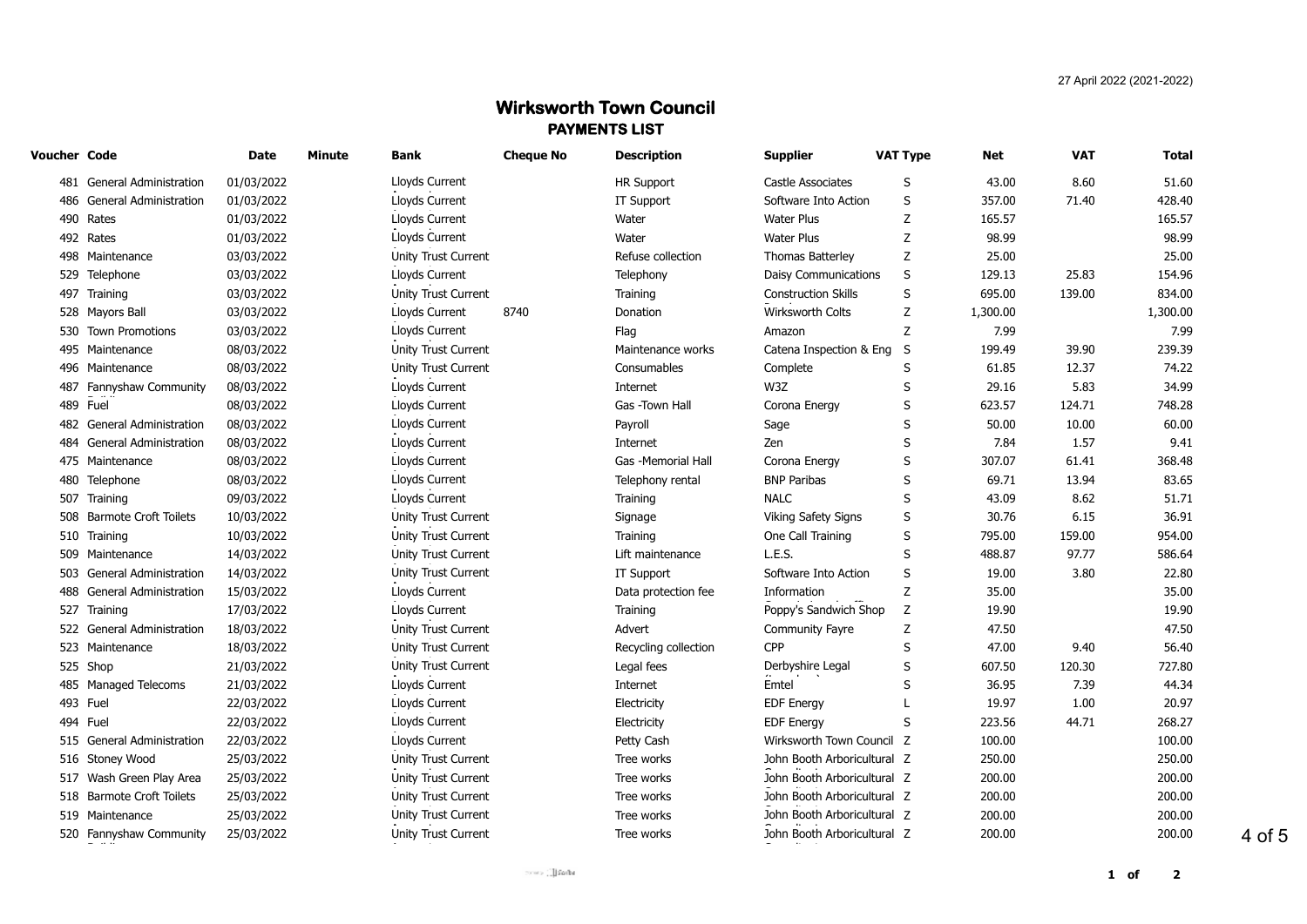27 April 2022 (2021-2022)

# Wirksworth Town Council

## PAYMENTS LIST

| Voucher | Code | Date | Minute | Bank | Cheque No | Description | Supplier | VAT Type | Net | VAT | Total |
|---|---|---|---|---|---|---|---|---|---|---|---|
| 481 | General Administration | 01/03/2022 | | Lloyds Current | | HR Support | Castle Associates | S | 43.00 | 8.60 | 51.60 |
| 486 | General Administration | 01/03/2022 | | Lloyds Current | | IT Support | Software Into Action | S | 357.00 | 71.40 | 428.40 |
| 490 | Rates | 01/03/2022 | | Lloyds Current | | Water | Water Plus | Z | 165.57 | | 165.57 |
| 492 | Rates | 01/03/2022 | | Lloyds Current | | Water | Water Plus | Z | 98.99 | | 98.99 |
| 498 | Maintenance | 03/03/2022 | | Unity Trust Current | | Refuse collection | Thomas Batterley | Z | 25.00 | | 25.00 |
| 529 | Telephone | 03/03/2022 | | Lloyds Current | | Telephony | Daisy Communications | S | 129.13 | 25.83 | 154.96 |
| 497 | Training | 03/03/2022 | | Unity Trust Current | | Training | Construction Skills | S | 695.00 | 139.00 | 834.00 |
| 528 | Mayors Ball | 03/03/2022 | | Lloyds Current | 8740 | Donation | Wirksworth Colts | Z | 1,300.00 | | 1,300.00 |
| 530 | Town Promotions | 03/03/2022 | | Lloyds Current | | Flag | Amazon | Z | 7.99 | | 7.99 |
| 495 | Maintenance | 08/03/2022 | | Unity Trust Current | | Maintenance works | Catena Inspection & Eng | S | 199.49 | 39.90 | 239.39 |
| 496 | Maintenance | 08/03/2022 | | Unity Trust Current | | Consumables | Complete | S | 61.85 | 12.37 | 74.22 |
| 487 | Fannyshaw Community | 08/03/2022 | | Lloyds Current | | Internet | W3Z | S | 29.16 | 5.83 | 34.99 |
| 489 | Fuel | 08/03/2022 | | Lloyds Current | | Gas -Town Hall | Corona Energy | S | 623.57 | 124.71 | 748.28 |
| 482 | General Administration | 08/03/2022 | | Lloyds Current | | Payroll | Sage | S | 50.00 | 10.00 | 60.00 |
| 484 | General Administration | 08/03/2022 | | Lloyds Current | | Internet | Zen | S | 7.84 | 1.57 | 9.41 |
| 475 | Maintenance | 08/03/2022 | | Lloyds Current | | Gas -Memorial Hall | Corona Energy | S | 307.07 | 61.41 | 368.48 |
| 480 | Telephone | 08/03/2022 | | Lloyds Current | | Telephony rental | BNP Paribas | S | 69.71 | 13.94 | 83.65 |
| 507 | Training | 09/03/2022 | | Lloyds Current | | Training | NALC | S | 43.09 | 8.62 | 51.71 |
| 508 | Barmote Croft Toilets | 10/03/2022 | | Unity Trust Current | | Signage | Viking Safety Signs | S | 30.76 | 6.15 | 36.91 |
| 510 | Training | 10/03/2022 | | Unity Trust Current | | Training | One Call Training | S | 795.00 | 159.00 | 954.00 |
| 509 | Maintenance | 14/03/2022 | | Unity Trust Current | | Lift maintenance | L.E.S. | S | 488.87 | 97.77 | 586.64 |
| 503 | General Administration | 14/03/2022 | | Unity Trust Current | | IT Support | Software Into Action | S | 19.00 | 3.80 | 22.80 |
| 488 | General Administration | 15/03/2022 | | Lloyds Current | | Data protection fee | Information | Z | 35.00 | | 35.00 |
| 527 | Training | 17/03/2022 | | Lloyds Current | | Training | Poppy's Sandwich Shop | Z | 19.90 | | 19.90 |
| 522 | General Administration | 18/03/2022 | | Unity Trust Current | | Advert | Community Fayre | Z | 47.50 | | 47.50 |
| 523 | Maintenance | 18/03/2022 | | Unity Trust Current | | Recycling collection | CPP | S | 47.00 | 9.40 | 56.40 |
| 525 | Shop | 21/03/2022 | | Unity Trust Current | | Legal fees | Derbyshire Legal | S | 607.50 | 120.30 | 727.80 |
| 485 | Managed Telecoms | 21/03/2022 | | Lloyds Current | | Internet | Emtel | S | 36.95 | 7.39 | 44.34 |
| 493 | Fuel | 22/03/2022 | | Lloyds Current | | Electricity | EDF Energy | L | 19.97 | 1.00 | 20.97 |
| 494 | Fuel | 22/03/2022 | | Lloyds Current | | Electricity | EDF Energy | S | 223.56 | 44.71 | 268.27 |
| 515 | General Administration | 22/03/2022 | | Lloyds Current | | Petty Cash | Wirksworth Town Council | Z | 100.00 | | 100.00 |
| 516 | Stoney Wood | 25/03/2022 | | Unity Trust Current | | Tree works | John Booth Arboricultural | Z | 250.00 | | 250.00 |
| 517 | Wash Green Play Area | 25/03/2022 | | Unity Trust Current | | Tree works | John Booth Arboricultural | Z | 200.00 | | 200.00 |
| 518 | Barmote Croft Toilets | 25/03/2022 | | Unity Trust Current | | Tree works | John Booth Arboricultural | Z | 200.00 | | 200.00 |
| 519 | Maintenance | 25/03/2022 | | Unity Trust Current | | Tree works | John Booth Arboricultural | Z | 200.00 | | 200.00 |
| 520 | Fannyshaw Community | 25/03/2022 | | Unity Trust Current | | Tree works | John Booth Arboricultural | Z | 200.00 | | 200.00 |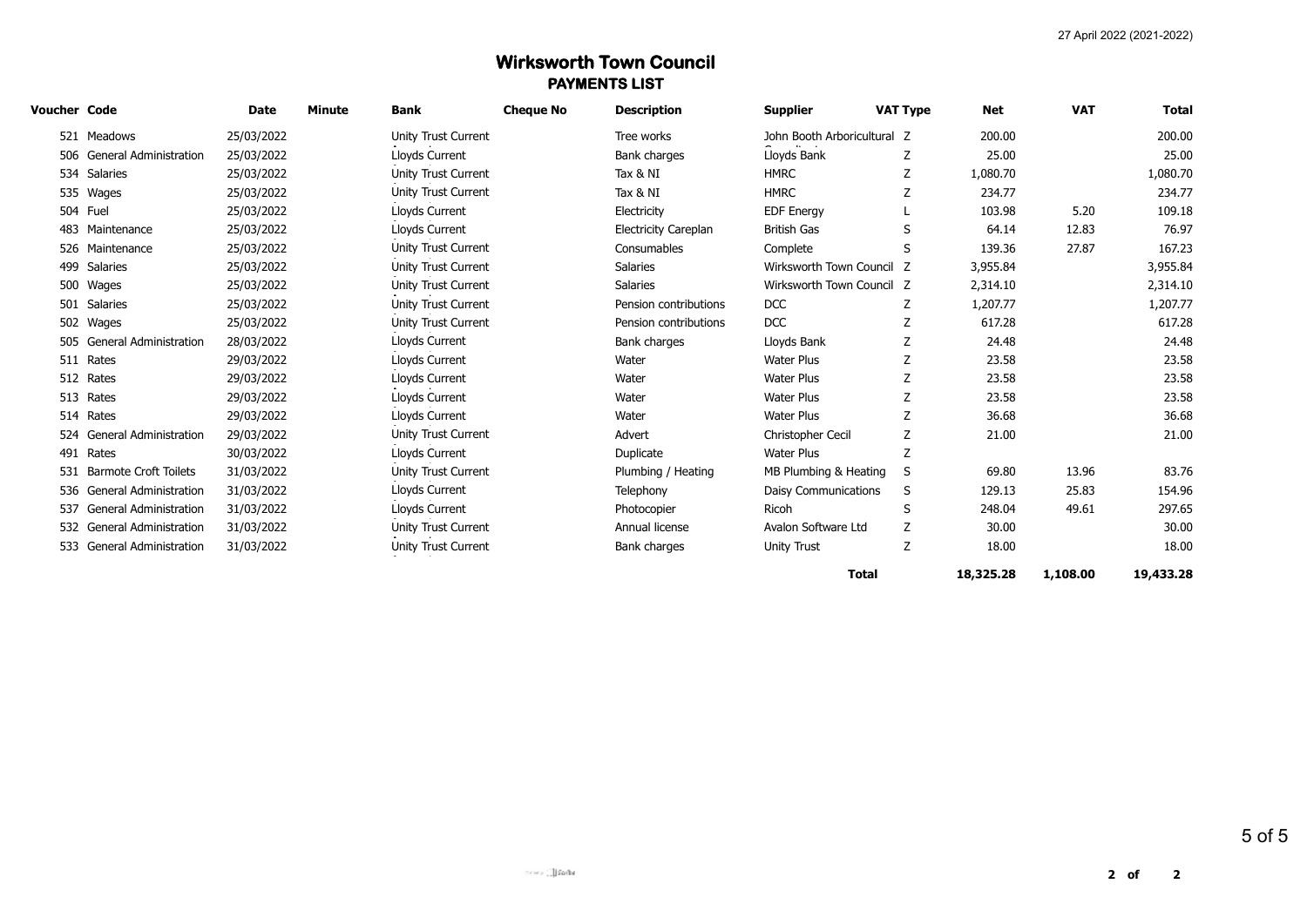# Wirksworth Town Council

## PAYMENTS LIST

| Voucher | Code | Date | Minute | Bank | Cheque No | Description | Supplier | VAT Type | Net | VAT | Total |
|---|---|---|---|---|---|---|---|---|---|---|---|
| 521 | Meadows | 25/03/2022 | | Unity Trust Current | | Tree works | John Booth Arboricultural | Z | 200.00 | | 200.00 |
| 506 | General Administration | 25/03/2022 | | Lloyds Current | | Bank charges | Lloyds Bank | Z | 25.00 | | 25.00 |
| 534 | Salaries | 25/03/2022 | | Unity Trust Current | | Tax & NI | HMRC | Z | 1,080.70 | | 1,080.70 |
| 535 | Wages | 25/03/2022 | | Unity Trust Current | | Tax & NI | HMRC | Z | 234.77 | | 234.77 |
| 504 | Fuel | 25/03/2022 | | Lloyds Current | | Electricity | EDF Energy | L | 103.98 | 5.20 | 109.18 |
| 483 | Maintenance | 25/03/2022 | | Lloyds Current | | Electricity Careplan | British Gas | S | 64.14 | 12.83 | 76.97 |
| 526 | Maintenance | 25/03/2022 | | Unity Trust Current | | Consumables | Complete | S | 139.36 | 27.87 | 167.23 |
| 499 | Salaries | 25/03/2022 | | Unity Trust Current | | Salaries | Wirksworth Town Council | Z | 3,955.84 | | 3,955.84 |
| 500 | Wages | 25/03/2022 | | Unity Trust Current | | Salaries | Wirksworth Town Council | Z | 2,314.10 | | 2,314.10 |
| 501 | Salaries | 25/03/2022 | | Unity Trust Current | | Pension contributions | DCC | Z | 1,207.77 | | 1,207.77 |
| 502 | Wages | 25/03/2022 | | Unity Trust Current | | Pension contributions | DCC | Z | 617.28 | | 617.28 |
| 505 | General Administration | 28/03/2022 | | Lloyds Current | | Bank charges | Lloyds Bank | Z | 24.48 | | 24.48 |
| 511 | Rates | 29/03/2022 | | Lloyds Current | | Water | Water Plus | Z | 23.58 | | 23.58 |
| 512 | Rates | 29/03/2022 | | Lloyds Current | | Water | Water Plus | Z | 23.58 | | 23.58 |
| 513 | Rates | 29/03/2022 | | Lloyds Current | | Water | Water Plus | Z | 23.58 | | 23.58 |
| 514 | Rates | 29/03/2022 | | Lloyds Current | | Water | Water Plus | Z | 36.68 | | 36.68 |
| 524 | General Administration | 29/03/2022 | | Unity Trust Current | | Advert | Christopher Cecil | Z | 21.00 | | 21.00 |
| 491 | Rates | 30/03/2022 | | Lloyds Current | | Duplicate | Water Plus | Z | | | |
| 531 | Barmote Croft Toilets | 31/03/2022 | | Unity Trust Current | | Plumbing / Heating | MB Plumbing & Heating | S | 69.80 | 13.96 | 83.76 |
| 536 | General Administration | 31/03/2022 | | Lloyds Current | | Telephony | Daisy Communications | S | 129.13 | 25.83 | 154.96 |
| 537 | General Administration | 31/03/2022 | | Lloyds Current | | Photocopier | Ricoh | S | 248.04 | 49.61 | 297.65 |
| 532 | General Administration | 31/03/2022 | | Unity Trust Current | | Annual license | Avalon Software Ltd | Z | 30.00 | | 30.00 |
| 533 | General Administration | 31/03/2022 | | Unity Trust Current | | Bank charges | Unity Trust | Z | 18.00 | | 18.00 |
| | | | | | | | **Total** | | **18,325.28** | **1,108.00** | **19,433.28** |